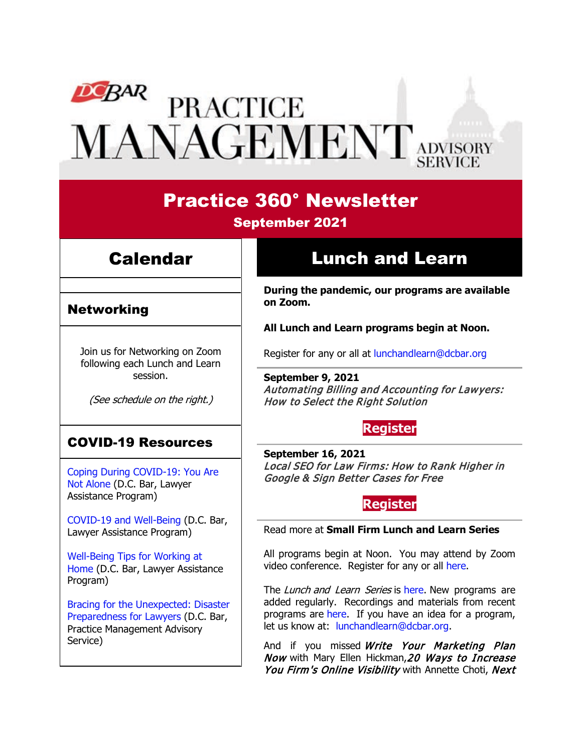# DC BAR PRACTICE MANAGEMENT ADVISORY SERVICE

## Practice 360° Newsletter

**September 2021**

## Calendar

### Networking

Join us for Networking on Zoom following each Lunch and Learn session.

*(See schedule on the right.)*

### COVID-19 Resources

Coping During COVID-19: You Are Not Alone (D.C. Bar, Lawyer Assistance Program)

COVID-19 and Well-Being (D.C. Bar, Lawyer Assistance Program)

Well-Being Tips for Working at Home (D.C. Bar, Lawyer Assistance Program)

Bracing for the Unexpected: Disaster Preparedness for Lawyers (D.C. Bar, Practice Management Advisory Service)

## Lunch and Learn

**During the pandemic, our programs are available on Zoom.**

**All Lunch and Learn programs begin at Noon.**

Register for any or all at lunchandlearn@dcbar.org

**September 9, 2021**
*Automating Billing and Accounting for Lawyers: How to Select the Right Solution*

**Register**

**September 16, 2021**
*Local SEO for Law Firms: How to Rank Higher in Google & Sign Better Cases for Free*

**Register**

Read more at **Small Firm Lunch and Learn Series**

All programs begin at Noon. You may attend by Zoom video conference. Register for any or all here.

The *Lunch and Learn Series* is here. New programs are added regularly. Recordings and materials from recent programs are here. If you have an idea for a program, let us know at: lunchandlearn@dcbar.org.

And if you missed ***Write Your Marketing Plan Now*** with Mary Ellen Hickman, ***20 Ways to Increase You Firm's Online Visibility*** with Annette Choti, ***Next***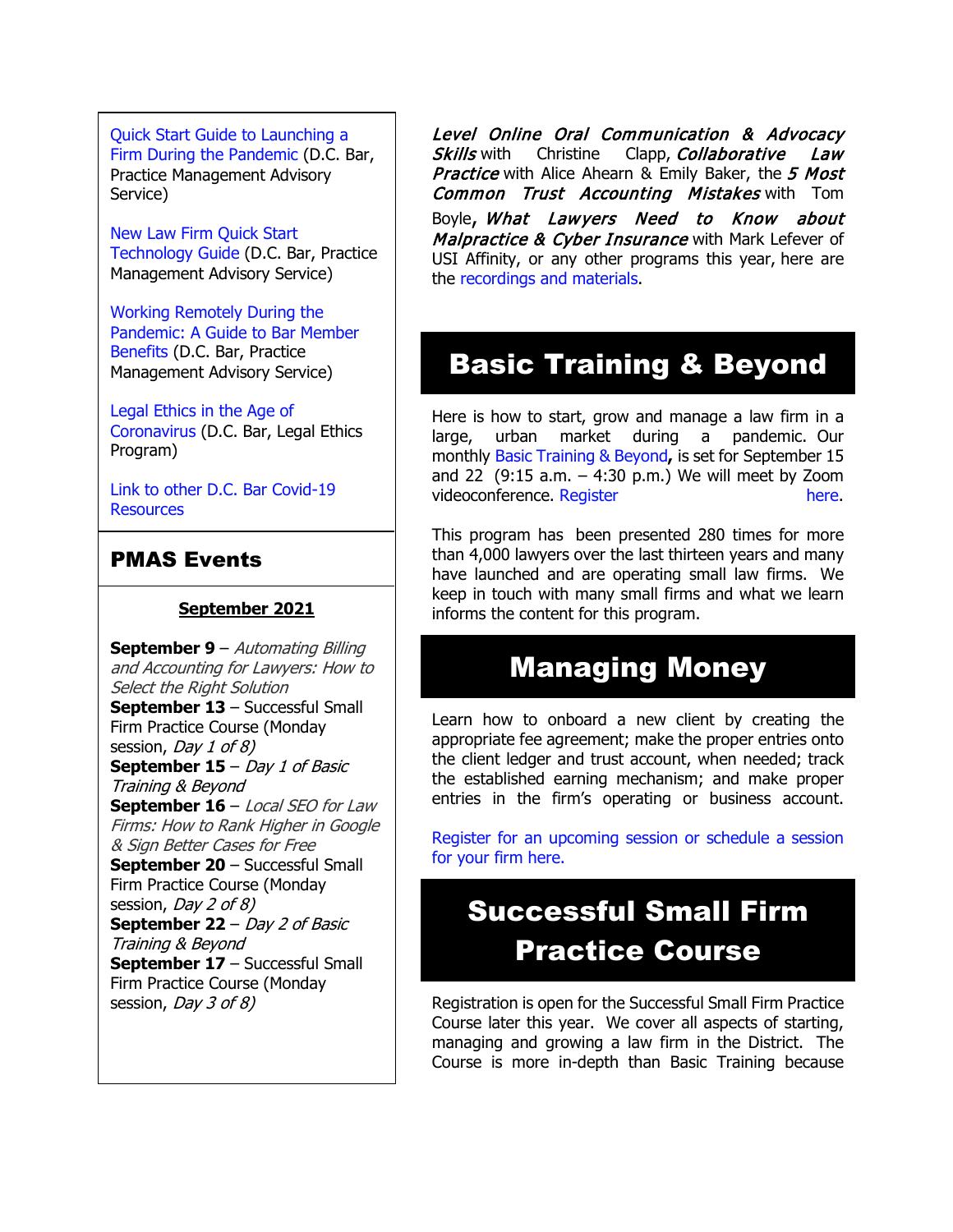Quick Start Guide to Launching a Firm During the Pandemic (D.C. Bar, Practice Management Advisory Service)

New Law Firm Quick Start Technology Guide (D.C. Bar, Practice Management Advisory Service)

Working Remotely During the Pandemic: A Guide to Bar Member Benefits (D.C. Bar, Practice Management Advisory Service)

Legal Ethics in the Age of Coronavirus (D.C. Bar, Legal Ethics Program)

Link to other D.C. Bar Covid-19 Resources

## PMAS Events

**September 2021**

**September 9** – *Automating Billing and Accounting for Lawyers: How to Select the Right Solution*
**September 13** – Successful Small Firm Practice Course (Monday session, *Day 1 of 8)*
**September 15** – *Day 1 of Basic Training & Beyond*
**September 16** – *Local SEO for Law Firms: How to Rank Higher in Google & Sign Better Cases for Free*
**September 20** – Successful Small Firm Practice Course (Monday session, *Day 2 of 8)*
**September 22** – *Day 2 of Basic Training & Beyond*
**September 17** – Successful Small Firm Practice Course (Monday session, *Day 3 of 8)*

***Level Online Oral Communication & Advocacy Skills*** with Christine Clapp, ***Collaborative Law Practice*** with Alice Ahearn & Emily Baker, the ***5 Most Common Trust Accounting Mistakes*** with Tom Boyle**,** ***What Lawyers Need to Know about Malpractice & Cyber Insurance*** with Mark Lefever of USI Affinity, or any other programs this year, here are the recordings and materials.

## Basic Training & Beyond

Here is how to start, grow and manage a law firm in a large, urban market during a pandemic. Our monthly Basic Training & Beyond**,** is set for September 15 and 22 (9:15 a.m. – 4:30 p.m.) We will meet by Zoom videoconference. Register here.

This program has been presented 280 times for more than 4,000 lawyers over the last thirteen years and many have launched and are operating small law firms. We keep in touch with many small firms and what we learn informs the content for this program.

## Managing Money

Learn how to onboard a new client by creating the appropriate fee agreement; make the proper entries onto the client ledger and trust account, when needed; track the established earning mechanism; and make proper entries in the firm's operating or business account.

Register for an upcoming session or schedule a session for your firm here.

## Successful Small Firm Practice Course

Registration is open for the Successful Small Firm Practice Course later this year. We cover all aspects of starting, managing and growing a law firm in the District. The Course is more in-depth than Basic Training because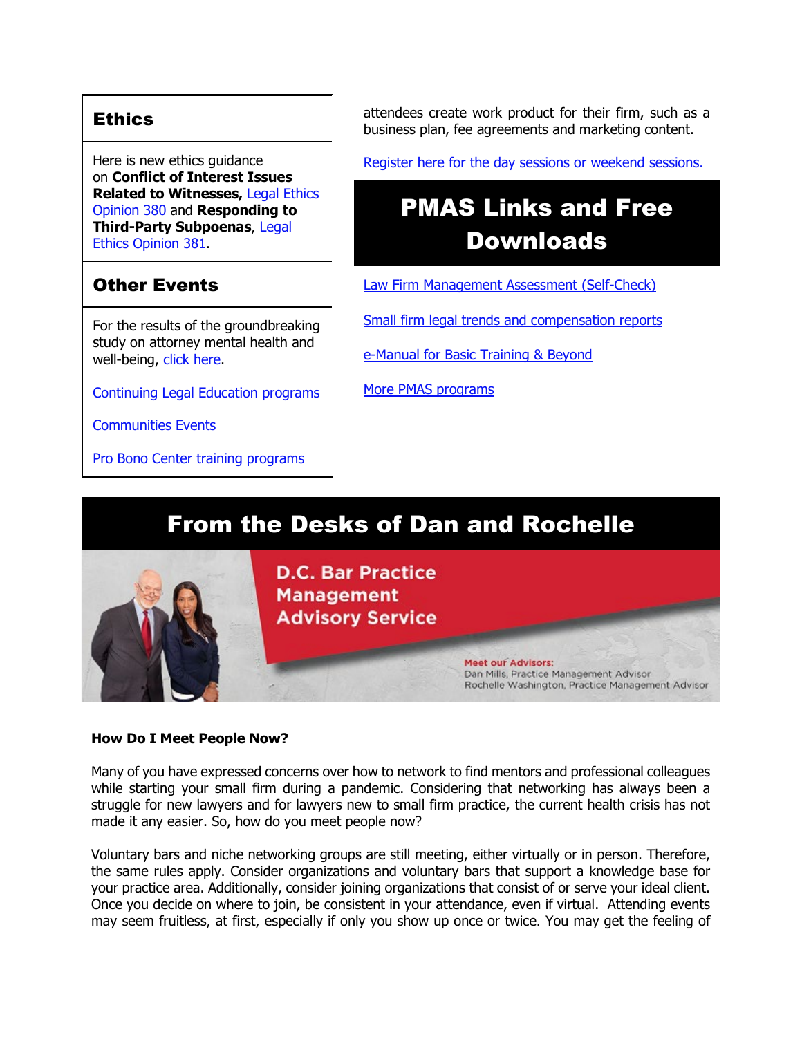## Ethics

Here is new ethics guidance on **Conflict of Interest Issues Related to Witnesses,** Legal Ethics Opinion 380 and **Responding to Third-Party Subpoenas**, Legal Ethics Opinion 381.

## Other Events

For the results of the groundbreaking study on attorney mental health and well-being, click here.

Continuing Legal Education programs

Communities Events

Pro Bono Center training programs

attendees create work product for their firm, such as a business plan, fee agreements and marketing content.

Register here for the day sessions or weekend sessions.

## PMAS Links and Free Downloads

Law Firm Management Assessment (Self-Check)

Small firm legal trends and compensation reports

e-Manual for Basic Training & Beyond

More PMAS programs

## From the Desks of Dan and Rochelle

D.C. Bar Practice Management Advisory Service

Meet our Advisors:
Dan Mills, Practice Management Advisor
Rochelle Washington, Practice Management Advisor

**How Do I Meet People Now?**

Many of you have expressed concerns over how to network to find mentors and professional colleagues while starting your small firm during a pandemic. Considering that networking has always been a struggle for new lawyers and for lawyers new to small firm practice, the current health crisis has not made it any easier. So, how do you meet people now?

Voluntary bars and niche networking groups are still meeting, either virtually or in person. Therefore, the same rules apply. Consider organizations and voluntary bars that support a knowledge base for your practice area. Additionally, consider joining organizations that consist of or serve your ideal client. Once you decide on where to join, be consistent in your attendance, even if virtual. Attending events may seem fruitless, at first, especially if only you show up once or twice. You may get the feeling of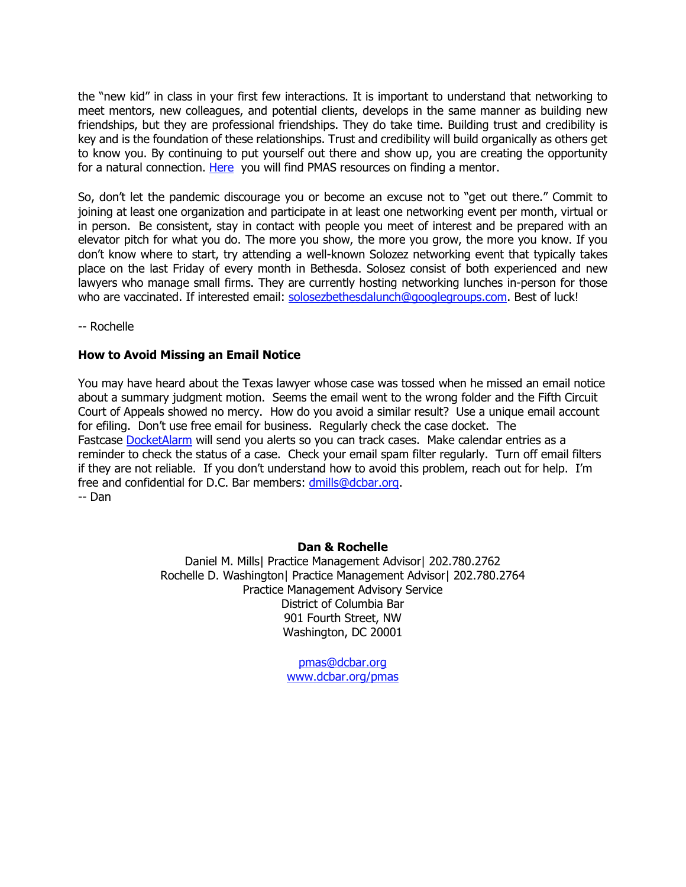the "new kid" in class in your first few interactions. It is important to understand that networking to meet mentors, new colleagues, and potential clients, develops in the same manner as building new friendships, but they are professional friendships. They do take time. Building trust and credibility is key and is the foundation of these relationships. Trust and credibility will build organically as others get to know you. By continuing to put yourself out there and show up, you are creating the opportunity for a natural connection. Here you will find PMAS resources on finding a mentor.

So, don't let the pandemic discourage you or become an excuse not to "get out there." Commit to joining at least one organization and participate in at least one networking event per month, virtual or in person. Be consistent, stay in contact with people you meet of interest and be prepared with an elevator pitch for what you do. The more you show, the more you grow, the more you know. If you don't know where to start, try attending a well-known Solozez networking event that typically takes place on the last Friday of every month in Bethesda. Solosez consist of both experienced and new lawyers who manage small firms. They are currently hosting networking lunches in-person for those who are vaccinated. If interested email: solosezbethesdalunch@googlegroups.com. Best of luck!

-- Rochelle

**How to Avoid Missing an Email Notice**

You may have heard about the Texas lawyer whose case was tossed when he missed an email notice about a summary judgment motion. Seems the email went to the wrong folder and the Fifth Circuit Court of Appeals showed no mercy. How do you avoid a similar result? Use a unique email account for efiling. Don't use free email for business. Regularly check the case docket. The Fastcase DocketAlarm will send you alerts so you can track cases. Make calendar entries as a reminder to check the status of a case. Check your email spam filter regularly. Turn off email filters if they are not reliable. If you don't understand how to avoid this problem, reach out for help. I'm free and confidential for D.C. Bar members: dmills@dcbar.org.
-- Dan

**Dan & Rochelle**
Daniel M. Mills| Practice Management Advisor| 202.780.2762
Rochelle D. Washington| Practice Management Advisor| 202.780.2764
Practice Management Advisory Service
District of Columbia Bar
901 Fourth Street, NW
Washington, DC 20001

pmas@dcbar.org
www.dcbar.org/pmas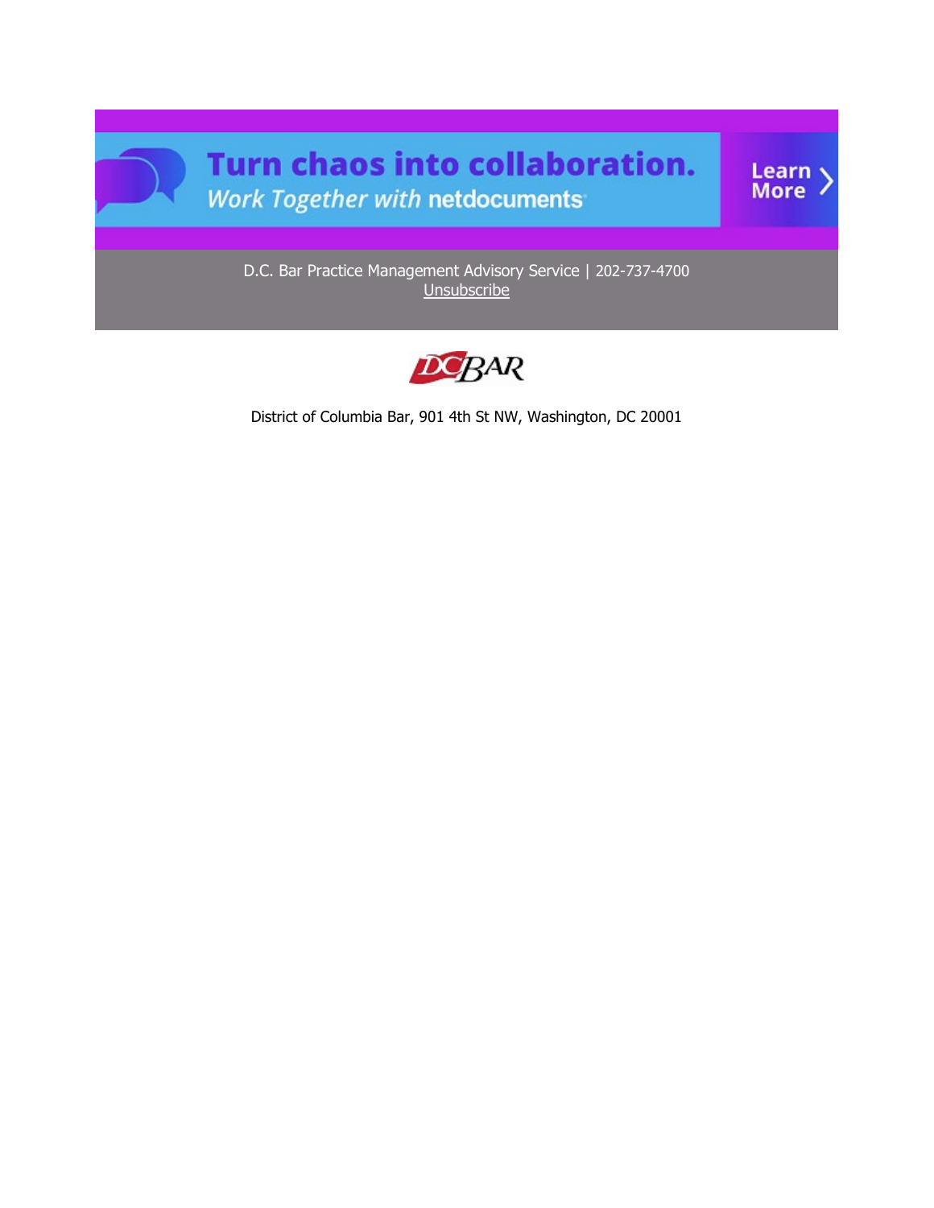Turn chaos into collaboration.

*Work Together with* netdocuments

Learn More

D.C. Bar Practice Management Advisory Service | 202-737-4700

Unsubscribe

DC BAR

District of Columbia Bar, 901 4th St NW, Washington, DC 20001